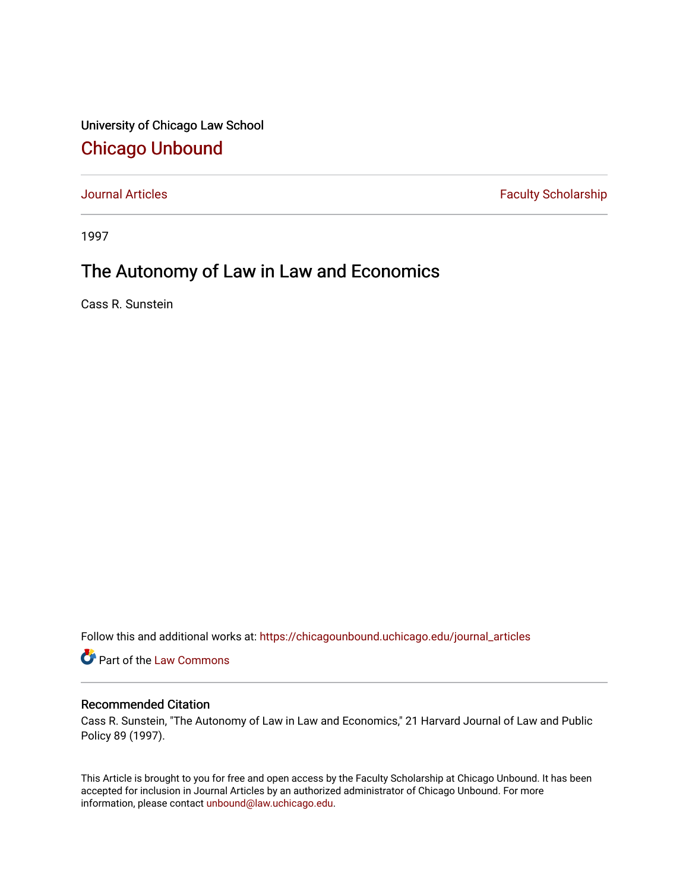University of Chicago Law School

# Chicago Unbound

Journal Articles | Faculty Scholarship

1997

## The Autonomy of Law in Law and Economics

Cass R. Sunstein

Follow this and additional works at: https://chicagounbound.uchicago.edu/journal_articles

Part of the Law Commons

### Recommended Citation

Cass R. Sunstein, "The Autonomy of Law in Law and Economics," 21 Harvard Journal of Law and Public Policy 89 (1997).

This Article is brought to you for free and open access by the Faculty Scholarship at Chicago Unbound. It has been accepted for inclusion in Journal Articles by an authorized administrator of Chicago Unbound. For more information, please contact unbound@law.uchicago.edu.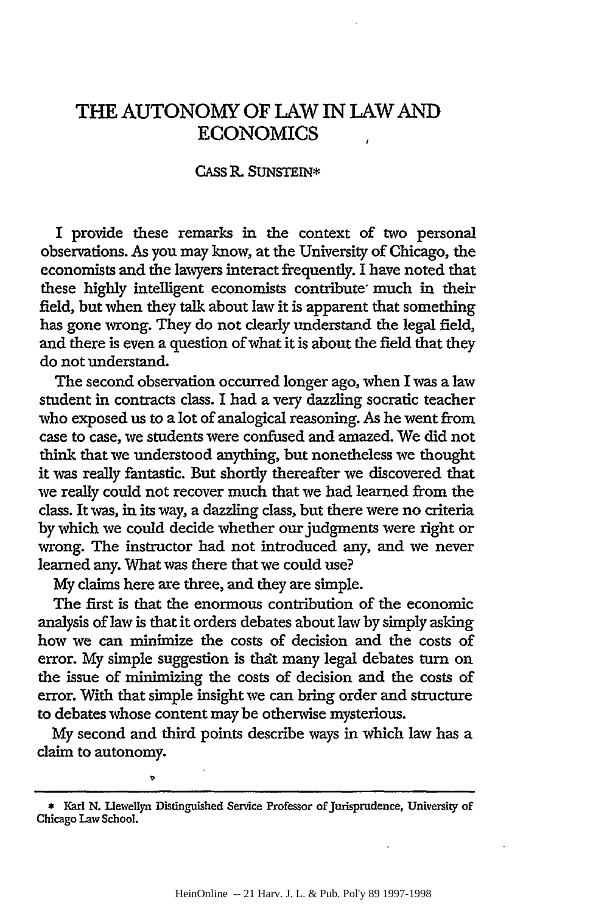# THE AUTONOMY OF LAW IN LAW AND ECONOMICS

CASS R. SUNSTEIN*

I provide these remarks in the context of two personal observations. As you may know, at the University of Chicago, the economists and the lawyers interact frequently. I have noted that these highly intelligent economists contribute much in their field, but when they talk about law it is apparent that something has gone wrong. They do not clearly understand the legal field, and there is even a question of what it is about the field that they do not understand.

The second observation occurred longer ago, when I was a law student in contracts class. I had a very dazzling socratic teacher who exposed us to a lot of analogical reasoning. As he went from case to case, we students were confused and amazed. We did not think that we understood anything, but nonetheless we thought it was really fantastic. But shortly thereafter we discovered that we really could not recover much that we had learned from the class. It was, in its way, a dazzling class, but there were no criteria by which we could decide whether our judgments were right or wrong. The instructor had not introduced any, and we never learned any. What was there that we could use?

My claims here are three, and they are simple.

The first is that the enormous contribution of the economic analysis of law is that it orders debates about law by simply asking how we can minimize the costs of decision and the costs of error. My simple suggestion is that many legal debates turn on the issue of minimizing the costs of decision and the costs of error. With that simple insight we can bring order and structure to debates whose content may be otherwise mysterious.

My second and third points describe ways in which law has a claim to autonomy.

---

* Karl N. Llewellyn Distinguished Service Professor of Jurisprudence, University of Chicago Law School.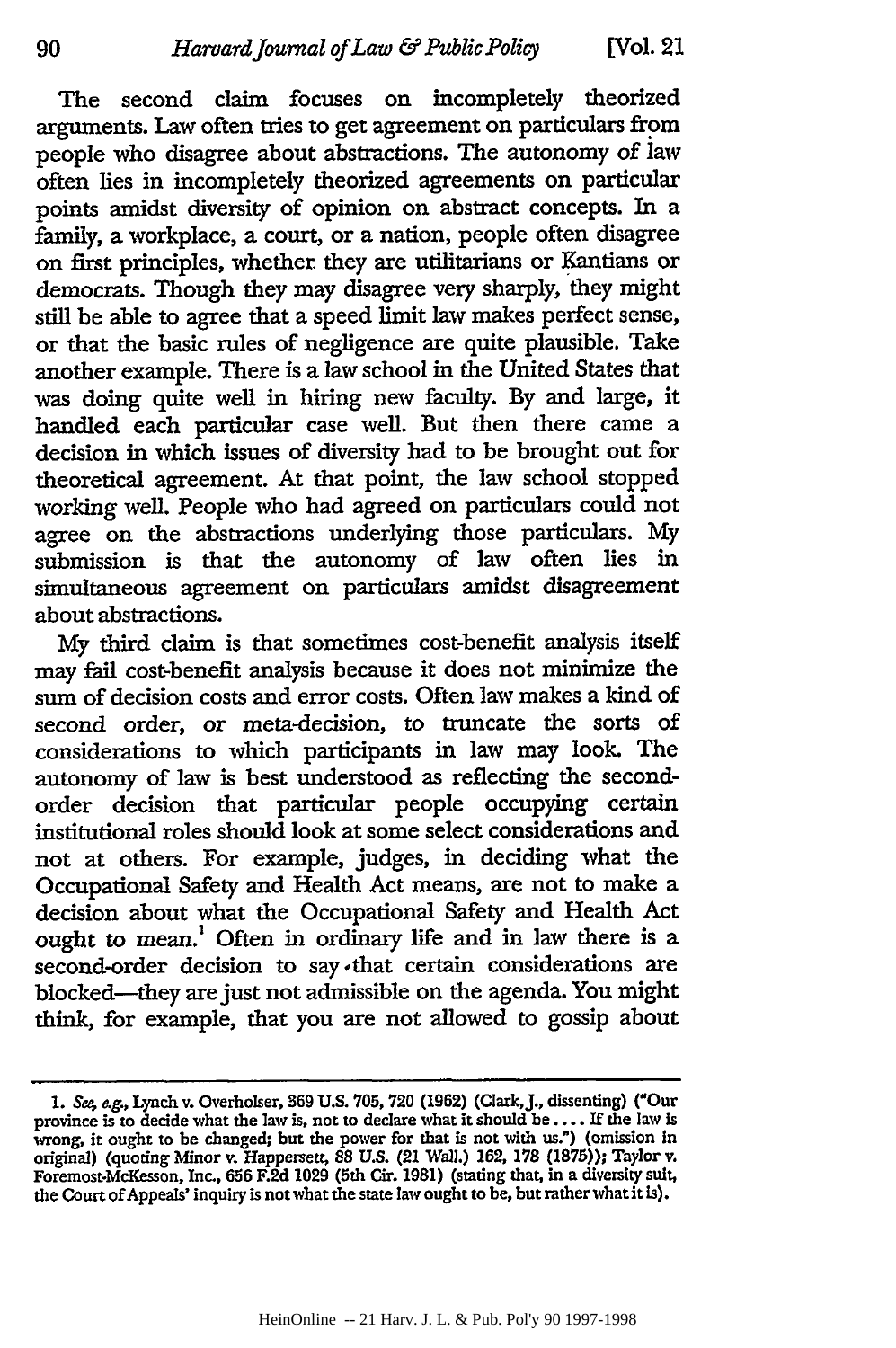The second claim focuses on incompletely theorized arguments. Law often tries to get agreement on particulars from people who disagree about abstractions. The autonomy of law often lies in incompletely theorized agreements on particular points amidst diversity of opinion on abstract concepts. In a family, a workplace, a court, or a nation, people often disagree on first principles, whether they are utilitarians or Kantians or democrats. Though they may disagree very sharply, they might still be able to agree that a speed limit law makes perfect sense, or that the basic rules of negligence are quite plausible. Take another example. There is a law school in the United States that was doing quite well in hiring new faculty. By and large, it handled each particular case well. But then there came a decision in which issues of diversity had to be brought out for theoretical agreement. At that point, the law school stopped working well. People who had agreed on particulars could not agree on the abstractions underlying those particulars. My submission is that the autonomy of law often lies in simultaneous agreement on particulars amidst disagreement about abstractions.

My third claim is that sometimes cost-benefit analysis itself may fail cost-benefit analysis because it does not minimize the sum of decision costs and error costs. Often law makes a kind of second order, or meta-decision, to truncate the sorts of considerations to which participants in law may look. The autonomy of law is best understood as reflecting the second-order decision that particular people occupying certain institutional roles should look at some select considerations and not at others. For example, judges, in deciding what the Occupational Safety and Health Act means, are not to make a decision about what the Occupational Safety and Health Act ought to mean.[1] Often in ordinary life and in law there is a second-order decision to say that certain considerations are blocked—they are just not admissible on the agenda. You might think, for example, that you are not allowed to gossip about

---

1. *See, e.g.*, Lynch v. Overholser, 369 U.S. 705, 720 (1962) (Clark, J., dissenting) ("Our province is to decide what the law is, not to declare what it should be . . . . If the law is wrong, it ought to be changed; but the power for that is not with us.") (omission in original) (quoting Minor v. Happersett, 88 U.S. (21 Wall.) 162, 178 (1875)); Taylor v. Foremost-McKesson, Inc., 656 F.2d 1029 (5th Cir. 1981) (stating that, in a diversity suit, the Court of Appeals' inquiry is not what the state law ought to be, but rather what it is).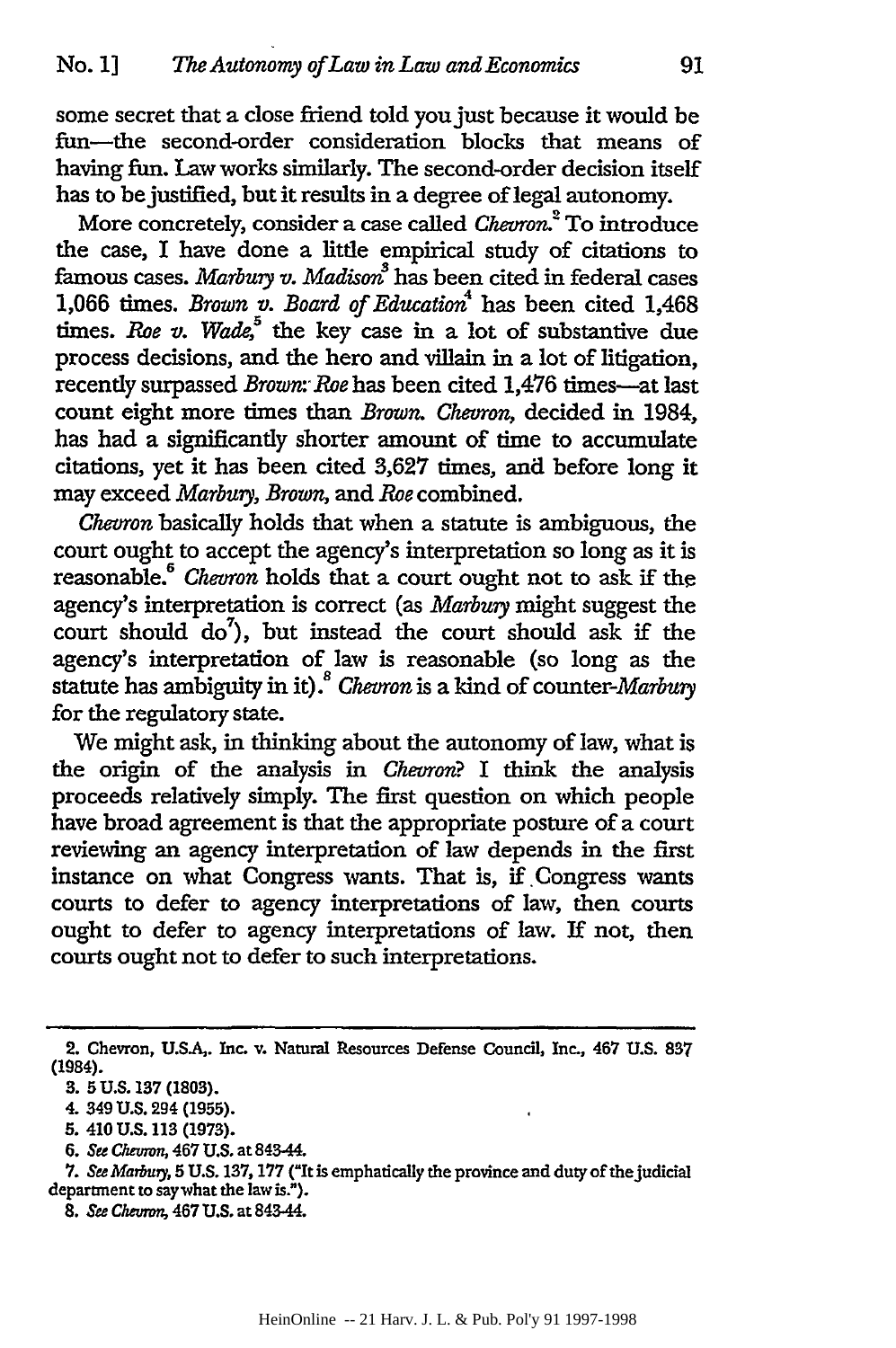some secret that a close friend told you just because it would be fun—the second-order consideration blocks that means of having fun. Law works similarly. The second-order decision itself has to be justified, but it results in a degree of legal autonomy.

More concretely, consider a case called *Chevron*.[2] To introduce the case, I have done a little empirical study of citations to famous cases. *Marbury v. Madison*[3] has been cited in federal cases 1,066 times. *Brown v. Board of Education*[4] has been cited 1,468 times. *Roe v. Wade*,[5] the key case in a lot of substantive due process decisions, and the hero and villain in a lot of litigation, recently surpassed *Brown*: *Roe* has been cited 1,476 times—at last count eight more times than *Brown*. *Chevron*, decided in 1984, has had a significantly shorter amount of time to accumulate citations, yet it has been cited 3,627 times, and before long it may exceed *Marbury*, *Brown*, and *Roe* combined.

*Chevron* basically holds that when a statute is ambiguous, the court ought to accept the agency's interpretation so long as it is reasonable.[6] *Chevron* holds that a court ought not to ask if the agency's interpretation is correct (as *Marbury* might suggest the court should do[7]), but instead the court should ask if the agency's interpretation of law is reasonable (so long as the statute has ambiguity in it).[8] *Chevron* is a kind of counter-*Marbury* for the regulatory state.

We might ask, in thinking about the autonomy of law, what is the origin of the analysis in *Chevron*? I think the analysis proceeds relatively simply. The first question on which people have broad agreement is that the appropriate posture of a court reviewing an agency interpretation of law depends in the first instance on what Congress wants. That is, if Congress wants courts to defer to agency interpretations of law, then courts ought to defer to agency interpretations of law. If not, then courts ought not to defer to such interpretations.

---

2. Chevron, U.S.A., Inc. v. Natural Resources Defense Council, Inc., 467 U.S. 837 (1984).

3. 5 U.S. 137 (1803).

4. 349 U.S. 294 (1955).

5. 410 U.S. 113 (1973).

6. *See Chevron*, 467 U.S. at 843-44.

7. *See Marbury*, 5 U.S. 137, 177 ("It is emphatically the province and duty of the judicial department to say what the law is.").

8. *See Chevron*, 467 U.S. at 843-44.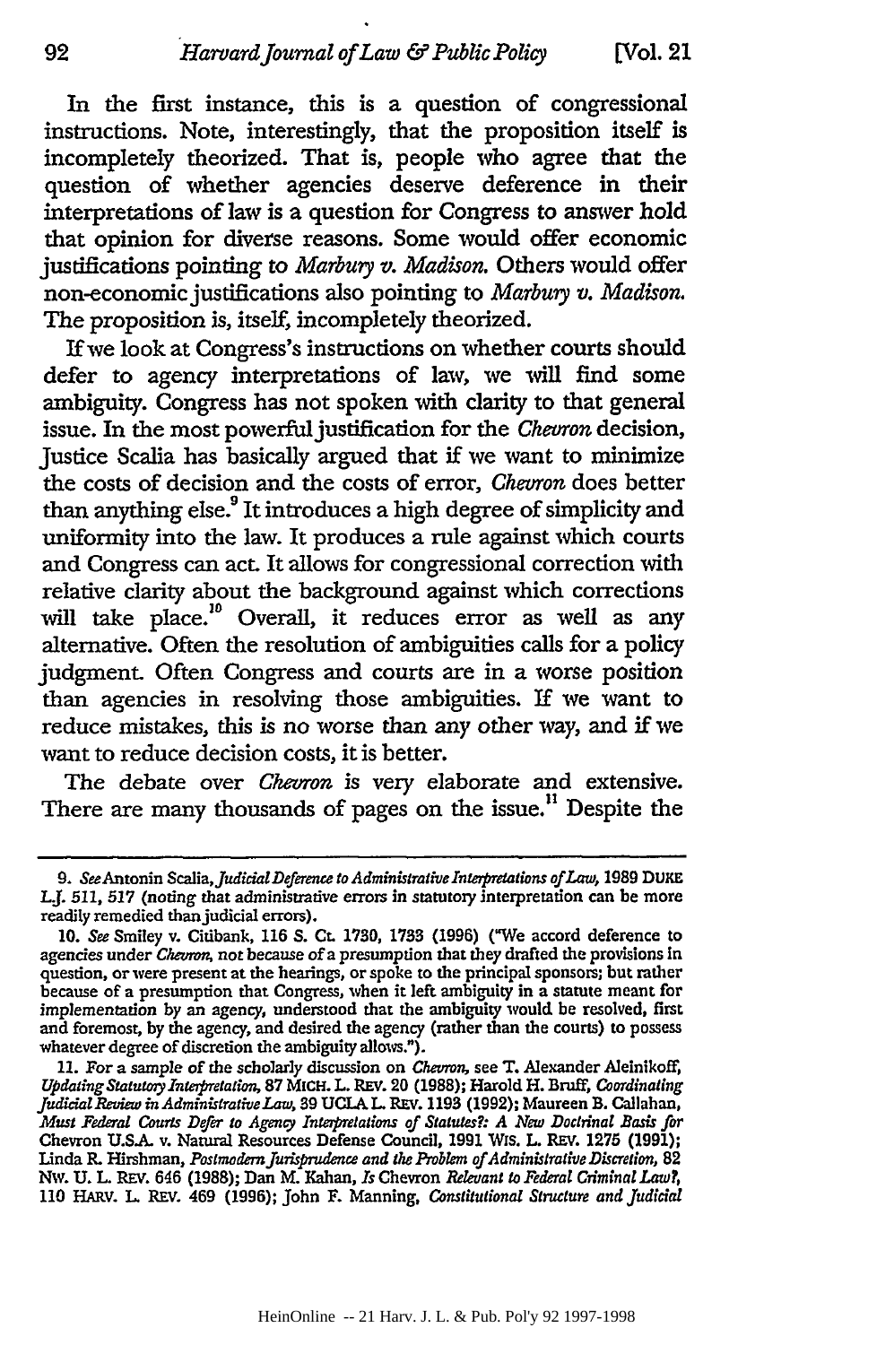In the first instance, this is a question of congressional instructions. Note, interestingly, that the proposition itself is incompletely theorized. That is, people who agree that the question of whether agencies deserve deference in their interpretations of law is a question for Congress to answer hold that opinion for diverse reasons. Some would offer economic justifications pointing to *Marbury v. Madison*. Others would offer non-economic justifications also pointing to *Marbury v. Madison*. The proposition is, itself, incompletely theorized.

If we look at Congress's instructions on whether courts should defer to agency interpretations of law, we will find some ambiguity. Congress has not spoken with clarity to that general issue. In the most powerful justification for the *Chevron* decision, Justice Scalia has basically argued that if we want to minimize the costs of decision and the costs of error, *Chevron* does better than anything else.[9] It introduces a high degree of simplicity and uniformity into the law. It produces a rule against which courts and Congress can act. It allows for congressional correction with relative clarity about the background against which corrections will take place.[10] Overall, it reduces error as well as any alternative. Often the resolution of ambiguities calls for a policy judgment. Often Congress and courts are in a worse position than agencies in resolving those ambiguities. If we want to reduce mistakes, this is no worse than any other way, and if we want to reduce decision costs, it is better.

The debate over *Chevron* is very elaborate and extensive. There are many thousands of pages on the issue.[11] Despite the

---

9. *See* Antonin Scalia, *Judicial Deference to Administrative Interpretations of Law*, 1989 DUKE L.J. 511, 517 (noting that administrative errors in statutory interpretation can be more readily remedied than judicial errors).

10. *See* Smiley v. Citibank, 116 S. Ct. 1730, 1733 (1996) ("We accord deference to agencies under *Chevron*, not because of a presumption that they drafted the provisions in question, or were present at the hearings, or spoke to the principal sponsors; but rather because of a presumption that Congress, when it left ambiguity in a statute meant for implementation by an agency, understood that the ambiguity would be resolved, first and foremost, by the agency, and desired the agency (rather than the courts) to possess whatever degree of discretion the ambiguity allows.").

11. For a sample of the scholarly discussion on *Chevron*, see T. Alexander Aleinikoff, *Updating Statutory Interpretation*, 87 MICH. L. REV. 20 (1988); Harold H. Bruff, *Coordinating Judicial Review in Administrative Law*, 39 UCLA L. REV. 1193 (1992); Maureen B. Callahan, *Must Federal Courts Defer to Agency Interpretations of Statutes?: A New Doctrinal Basis for* Chevron U.S.A. v. Natural Resources Defense Council, 1991 WIS. L. REV. 1275 (1991); Linda R. Hirshman, *Postmodern Jurisprudence and the Problem of Administrative Discretion*, 82 NW. U. L. REV. 646 (1988); Dan M. Kahan, *Is* Chevron *Relevant to Federal Criminal Law?*, 110 HARV. L. REV. 469 (1996); John F. Manning, *Constitutional Structure and Judicial*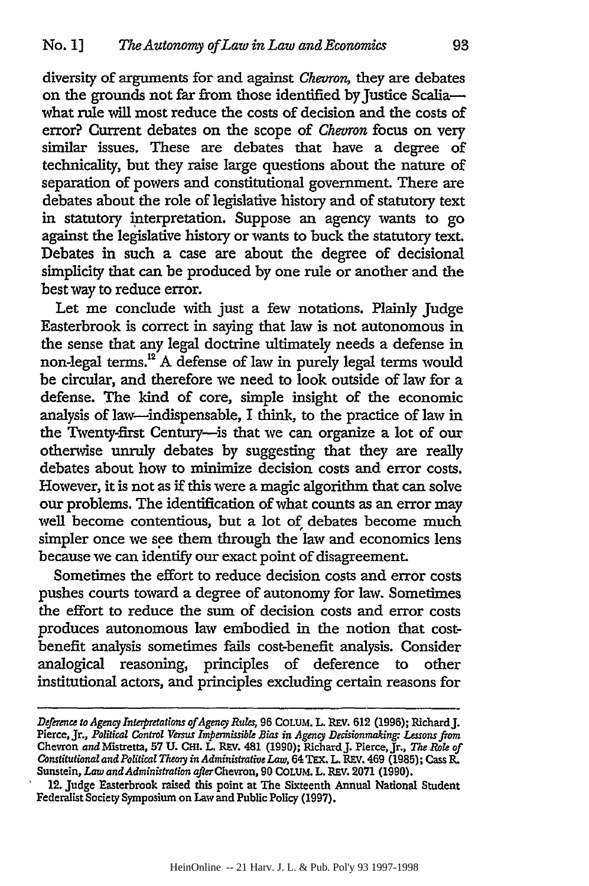diversity of arguments for and against *Chevron*, they are debates on the grounds not far from those identified by Justice Scalia—what rule will most reduce the costs of decision and the costs of error? Current debates on the scope of *Chevron* focus on very similar issues. These are debates that have a degree of technicality, but they raise large questions about the nature of separation of powers and constitutional government. There are debates about the role of legislative history and of statutory text in statutory interpretation. Suppose an agency wants to go against the legislative history or wants to buck the statutory text. Debates in such a case are about the degree of decisional simplicity that can be produced by one rule or another and the best way to reduce error.

Let me conclude with just a few notations. Plainly Judge Easterbrook is correct in saying that law is not autonomous in the sense that any legal doctrine ultimately needs a defense in non-legal terms.[12] A defense of law in purely legal terms would be circular, and therefore we need to look outside of law for a defense. The kind of core, simple insight of the economic analysis of law—indispensable, I think, to the practice of law in the Twenty-first Century—is that we can organize a lot of our otherwise unruly debates by suggesting that they are really debates about how to minimize decision costs and error costs. However, it is not as if this were a magic algorithm that can solve our problems. The identification of what counts as an error may well become contentious, but a lot of debates become much simpler once we see them through the law and economics lens because we can identify our exact point of disagreement.

Sometimes the effort to reduce decision costs and error costs pushes courts toward a degree of autonomy for law. Sometimes the effort to reduce the sum of decision costs and error costs produces autonomous law embodied in the notion that cost-benefit analysis sometimes fails cost-benefit analysis. Consider analogical reasoning, principles of deference to other institutional actors, and principles excluding certain reasons for

---

*Deference to Agency Interpretations of Agency Rules*, 96 COLUM. L. REV. 612 (1996); Richard J. Pierce, Jr., *Political Control Versus Impermissible Bias in Agency Decisionmaking: Lessons from* Chevron *and* Mistretta, 57 U. CHI. L. REV. 481 (1990); Richard J. Pierce, Jr., *The Role of Constitutional and Political Theory in Administrative Law*, 64 TEX. L. REV. 469 (1985); Cass R. Sunstein, *Law and Administration after* Chevron, 90 COLUM. L. REV. 2071 (1990).

12. Judge Easterbrook raised this point at The Sixteenth Annual National Student Federalist Society Symposium on Law and Public Policy (1997).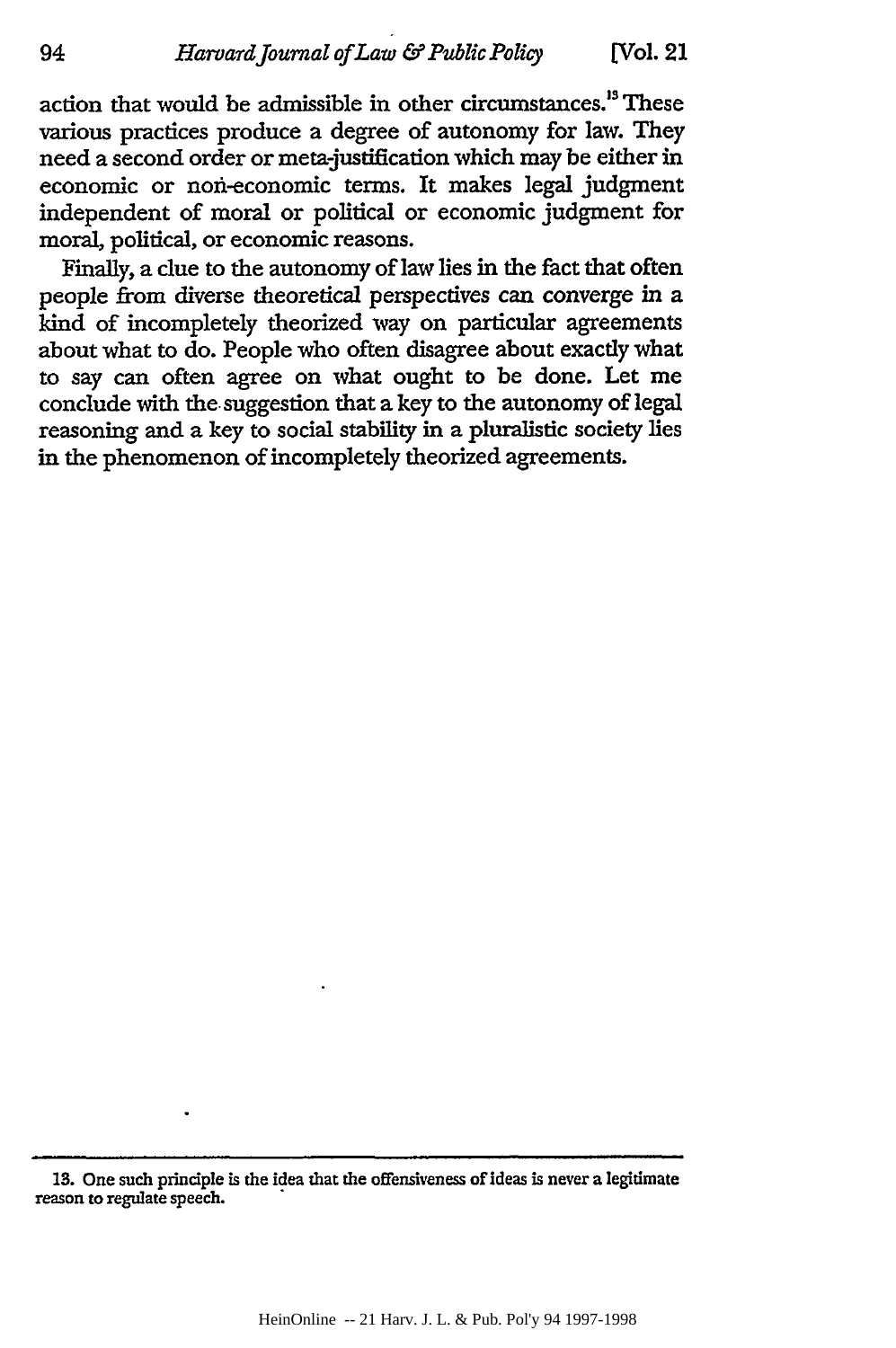action that would be admissible in other circumstances.[13] These various practices produce a degree of autonomy for law. They need a second order or meta-justification which may be either in economic or non-economic terms. It makes legal judgment independent of moral or political or economic judgment for moral, political, or economic reasons.

Finally, a clue to the autonomy of law lies in the fact that often people from diverse theoretical perspectives can converge in a kind of incompletely theorized way on particular agreements about what to do. People who often disagree about exactly what to say can often agree on what ought to be done. Let me conclude with the suggestion that a key to the autonomy of legal reasoning and a key to social stability in a pluralistic society lies in the phenomenon of incompletely theorized agreements.

---

13. One such principle is the idea that the offensiveness of ideas is never a legitimate reason to regulate speech.